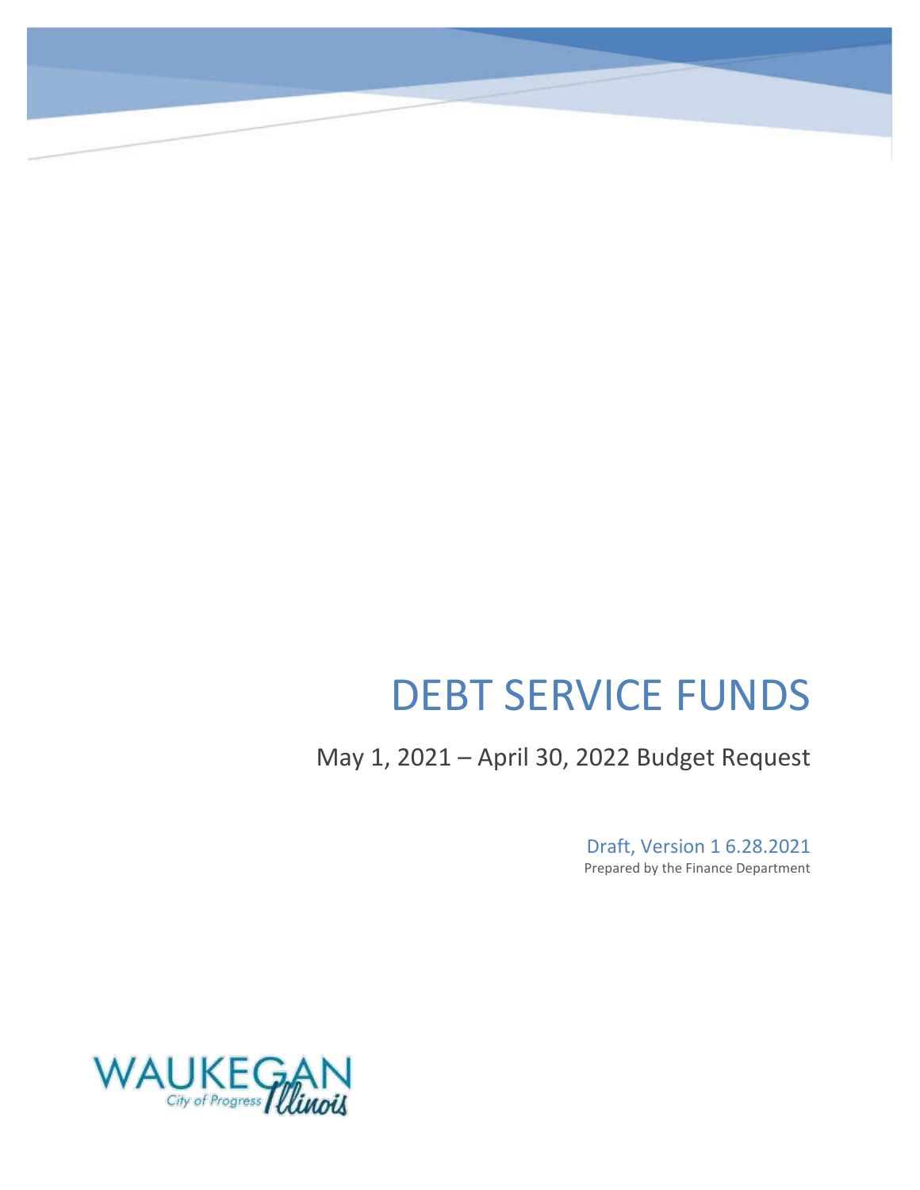# DEBT SERVICE FUNDS

May 1, 2021 – April 30, 2022 Budget Request

Draft, Version 1 6.28.2021

Prepared by the Finance Department

WAUKEGAN

City of Progress Illinois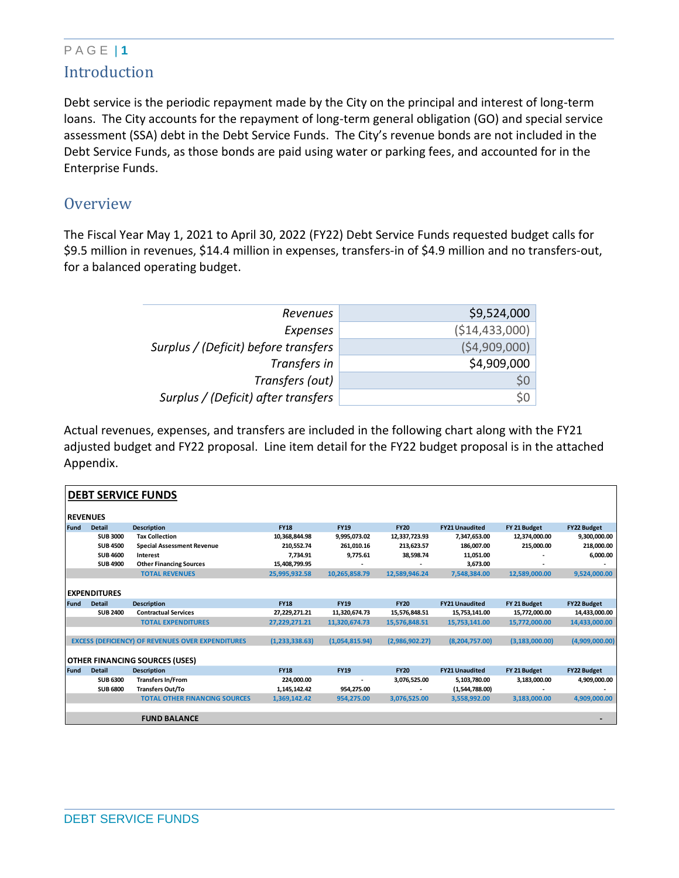## Introduction

Debt service is the periodic repayment made by the City on the principal and interest of long-term loans. The City accounts for the repayment of long-term general obligation (GO) and special service assessment (SSA) debt in the Debt Service Funds. The City's revenue bonds are not included in the Debt Service Funds, as those bonds are paid using water or parking fees, and accounted for in the Enterprise Funds.

## Overview

The Fiscal Year May 1, 2021 to April 30, 2022 (FY22) Debt Service Funds requested budget calls for $9.5 million in revenues, $14.4 million in expenses, transfers-in of $4.9 million and no transfers-out, for a balanced operating budget.

| | |
|---|---|
| *Revenues* | $9,524,000 |
| *Expenses* | ($14,433,000) |
| *Surplus / (Deficit) before transfers* | ($4,909,000) |
| *Transfers in* | $4,909,000 |
| *Transfers (out)* | $0 |
| *Surplus / (Deficit) after transfers* | $0 |

Actual revenues, expenses, and transfers are included in the following chart along with the FY21 adjusted budget and FY22 proposal. Line item detail for the FY22 budget proposal is in the attached Appendix.

**DEBT SERVICE FUNDS**

| Fund | Detail | Description | FY18 | FY19 | FY20 | FY21 Unaudited | FY 21 Budget | FY22 Budget |
|---|---|---|---|---|---|---|---|---|
| **REVENUES** | | | | | | | | |
| | SUB 3000 | Tax Collection | 10,368,844.98 | 9,995,073.02 | 12,337,723.93 | 7,347,653.00 | 12,374,000.00 | 9,300,000.00 |
| | SUB 4500 | Special Assessment Revenue | 210,552.74 | 261,010.16 | 213,623.57 | 186,007.00 | 215,000.00 | 218,000.00 |
| | SUB 4600 | Interest | 7,734.91 | 9,775.61 | 38,598.74 | 11,051.00 | - | 6,000.00 |
| | SUB 4900 | Other Financing Sources | 15,408,799.95 | - | - | 3,673.00 | - | - |
| | | **TOTAL REVENUES** | 25,995,932.58 | 10,265,858.79 | 12,589,946.24 | 7,548,384.00 | 12,589,000.00 | 9,524,000.00 |
| **EXPENDITURES** | | | | | | | | |
| | SUB 2400 | Contractual Services | 27,229,271.21 | 11,320,674.73 | 15,576,848.51 | 15,753,141.00 | 15,772,000.00 | 14,433,000.00 |
| | | **TOTAL EXPENDITURES** | 27,229,271.21 | 11,320,674.73 | 15,576,848.51 | 15,753,141.00 | 15,772,000.00 | 14,433,000.00 |
| **EXCESS (DEFICIENCY) OF REVENUES OVER EXPENDITURES** | | | (1,233,338.63) | (1,054,815.94) | (2,986,902.27) | (8,204,757.00) | (3,183,000.00) | (4,909,000.00) |
| **OTHER FINANCING SOURCES (USES)** | | | | | | | | |
| | SUB 6300 | Transfers In/From | 224,000.00 | - | 3,076,525.00 | 5,103,780.00 | 3,183,000.00 | 4,909,000.00 |
| | SUB 6800 | Transfers Out/To | 1,145,142.42 | 954,275.00 | - | (1,544,788.00) | - | - |
| | | **TOTAL OTHER FINANCING SOURCES** | 1,369,142.42 | 954,275.00 | 3,076,525.00 | 3,558,992.00 | 3,183,000.00 | 4,909,000.00 |
| | | **FUND BALANCE** | | | | | | - |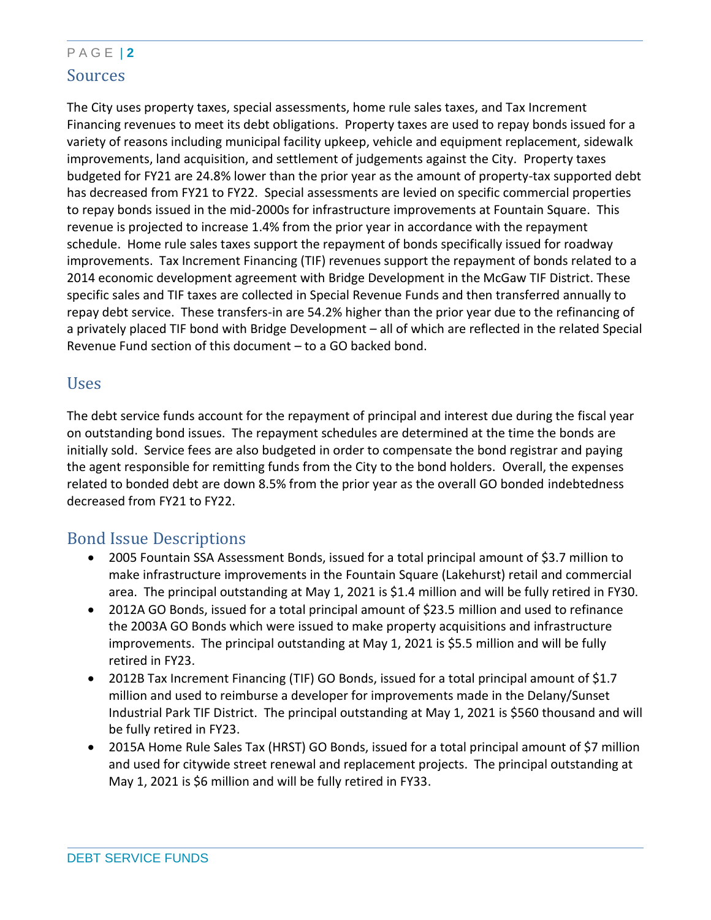## Sources

The City uses property taxes, special assessments, home rule sales taxes, and Tax Increment Financing revenues to meet its debt obligations. Property taxes are used to repay bonds issued for a variety of reasons including municipal facility upkeep, vehicle and equipment replacement, sidewalk improvements, land acquisition, and settlement of judgements against the City. Property taxes budgeted for FY21 are 24.8% lower than the prior year as the amount of property-tax supported debt has decreased from FY21 to FY22. Special assessments are levied on specific commercial properties to repay bonds issued in the mid-2000s for infrastructure improvements at Fountain Square. This revenue is projected to increase 1.4% from the prior year in accordance with the repayment schedule. Home rule sales taxes support the repayment of bonds specifically issued for roadway improvements. Tax Increment Financing (TIF) revenues support the repayment of bonds related to a 2014 economic development agreement with Bridge Development in the McGaw TIF District. These specific sales and TIF taxes are collected in Special Revenue Funds and then transferred annually to repay debt service. These transfers-in are 54.2% higher than the prior year due to the refinancing of a privately placed TIF bond with Bridge Development – all of which are reflected in the related Special Revenue Fund section of this document – to a GO backed bond.

## Uses

The debt service funds account for the repayment of principal and interest due during the fiscal year on outstanding bond issues. The repayment schedules are determined at the time the bonds are initially sold. Service fees are also budgeted in order to compensate the bond registrar and paying the agent responsible for remitting funds from the City to the bond holders. Overall, the expenses related to bonded debt are down 8.5% from the prior year as the overall GO bonded indebtedness decreased from FY21 to FY22.

## Bond Issue Descriptions

- 2005 Fountain SSA Assessment Bonds, issued for a total principal amount of $3.7 million to make infrastructure improvements in the Fountain Square (Lakehurst) retail and commercial area. The principal outstanding at May 1, 2021 is $1.4 million and will be fully retired in FY30.
- 2012A GO Bonds, issued for a total principal amount of $23.5 million and used to refinance the 2003A GO Bonds which were issued to make property acquisitions and infrastructure improvements. The principal outstanding at May 1, 2021 is $5.5 million and will be fully retired in FY23.
- 2012B Tax Increment Financing (TIF) GO Bonds, issued for a total principal amount of $1.7 million and used to reimburse a developer for improvements made in the Delany/Sunset Industrial Park TIF District. The principal outstanding at May 1, 2021 is $560 thousand and will be fully retired in FY23.
- 2015A Home Rule Sales Tax (HRST) GO Bonds, issued for a total principal amount of $7 million and used for citywide street renewal and replacement projects. The principal outstanding at May 1, 2021 is $6 million and will be fully retired in FY33.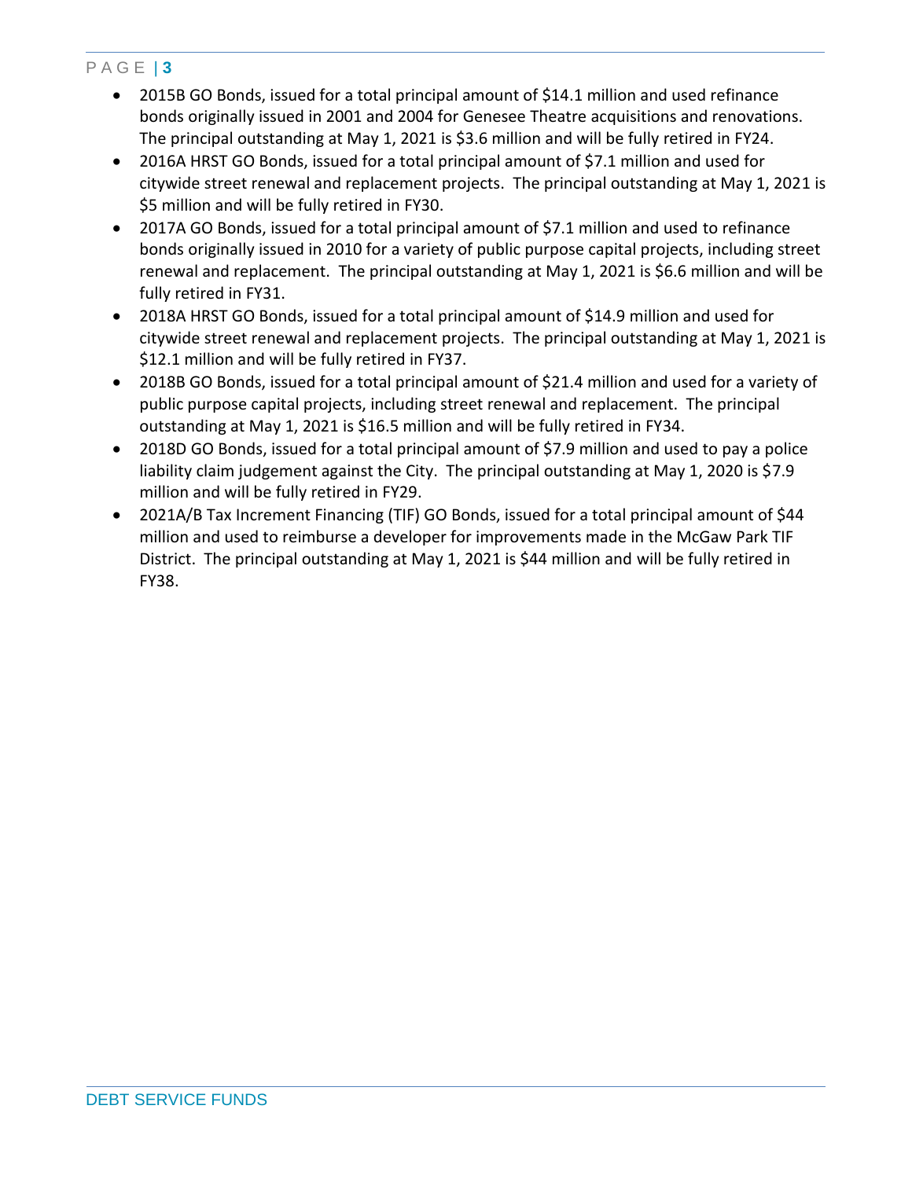- 2015B GO Bonds, issued for a total principal amount of $14.1 million and used refinance bonds originally issued in 2001 and 2004 for Genesee Theatre acquisitions and renovations. The principal outstanding at May 1, 2021 is $3.6 million and will be fully retired in FY24.
- 2016A HRST GO Bonds, issued for a total principal amount of $7.1 million and used for citywide street renewal and replacement projects. The principal outstanding at May 1, 2021 is $5 million and will be fully retired in FY30.
- 2017A GO Bonds, issued for a total principal amount of $7.1 million and used to refinance bonds originally issued in 2010 for a variety of public purpose capital projects, including street renewal and replacement. The principal outstanding at May 1, 2021 is $6.6 million and will be fully retired in FY31.
- 2018A HRST GO Bonds, issued for a total principal amount of $14.9 million and used for citywide street renewal and replacement projects. The principal outstanding at May 1, 2021 is $12.1 million and will be fully retired in FY37.
- 2018B GO Bonds, issued for a total principal amount of $21.4 million and used for a variety of public purpose capital projects, including street renewal and replacement. The principal outstanding at May 1, 2021 is $16.5 million and will be fully retired in FY34.
- 2018D GO Bonds, issued for a total principal amount of $7.9 million and used to pay a police liability claim judgement against the City. The principal outstanding at May 1, 2020 is $7.9 million and will be fully retired in FY29.
- 2021A/B Tax Increment Financing (TIF) GO Bonds, issued for a total principal amount of $44 million and used to reimburse a developer for improvements made in the McGaw Park TIF District. The principal outstanding at May 1, 2021 is $44 million and will be fully retired in FY38.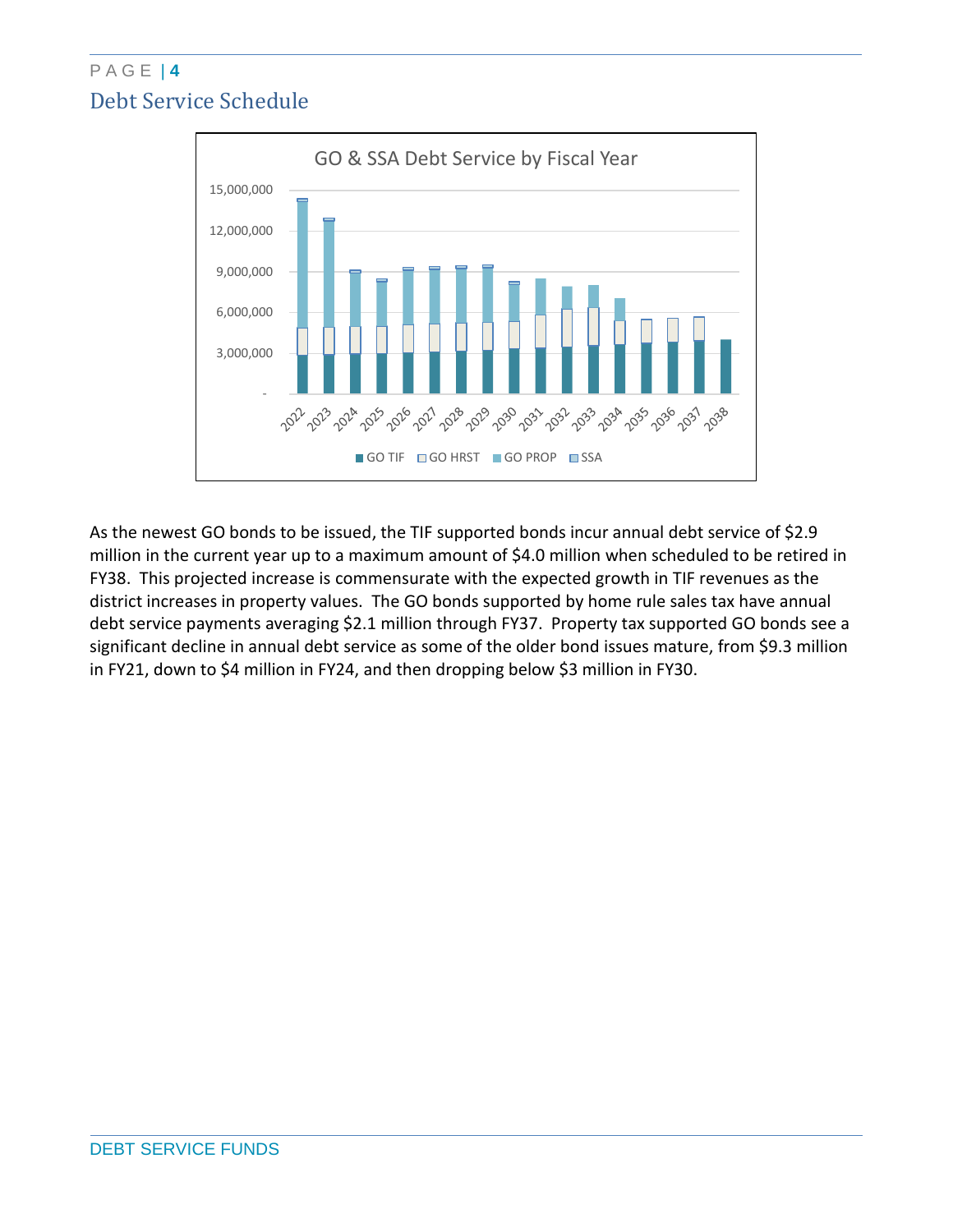## Debt Service Schedule

As the newest GO bonds to be issued, the TIF supported bonds incur annual debt service of $2.9 million in the current year up to a maximum amount of $4.0 million when scheduled to be retired in FY38. This projected increase is commensurate with the expected growth in TIF revenues as the district increases in property values. The GO bonds supported by home rule sales tax have annual debt service payments averaging $2.1 million through FY37. Property tax supported GO bonds see a significant decline in annual debt service as some of the older bond issues mature, from $9.3 million in FY21, down to $4 million in FY24, and then dropping below $3 million in FY30.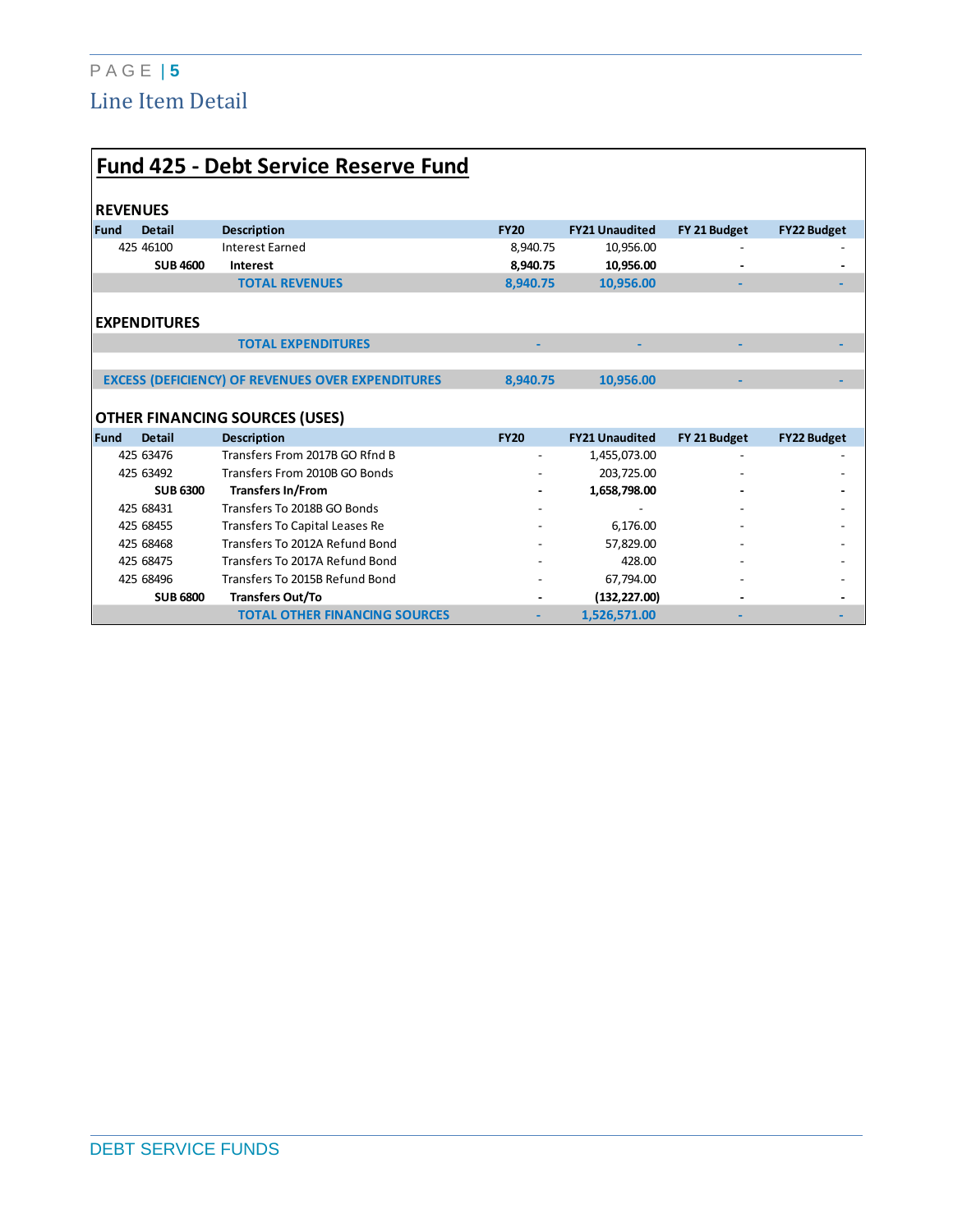## Line Item Detail

# Fund 425 - Debt Service Reserve Fund

### REVENUES

| Fund | Detail | Description | FY20 | FY21 Unaudited | FY 21 Budget | FY22 Budget |
|---|---|---|---|---|---|---|
| 425 | 46100 | Interest Earned | 8,940.75 | 10,956.00 | - | - |
| | **SUB 4600** | **Interest** | **8,940.75** | **10,956.00** | **-** | **-** |
| | | **TOTAL REVENUES** | **8,940.75** | **10,956.00** | **-** | **-** |

### EXPENDITURES

| | | | FY20 | FY21 Unaudited | FY 21 Budget | FY22 Budget |
|---|---|---|---|---|---|---|
| | | **TOTAL EXPENDITURES** | **-** | **-** | **-** | **-** |
| | | **EXCESS (DEFICIENCY) OF REVENUES OVER EXPENDITURES** | **8,940.75** | **10,956.00** | **-** | **-** |

### OTHER FINANCING SOURCES (USES)

| Fund | Detail | Description | FY20 | FY21 Unaudited | FY 21 Budget | FY22 Budget |
|---|---|---|---|---|---|---|
| 425 | 63476 | Transfers From 2017B GO Rfnd B | - | 1,455,073.00 | - | - |
| 425 | 63492 | Transfers From 2010B GO Bonds | - | 203,725.00 | - | - |
| | **SUB 6300** | **Transfers In/From** | **-** | **1,658,798.00** | **-** | **-** |
| 425 | 68431 | Transfers To 2018B GO Bonds | - | - | - | - |
| 425 | 68455 | Transfers To Capital Leases Re | - | 6,176.00 | - | - |
| 425 | 68468 | Transfers To 2012A Refund Bond | - | 57,829.00 | - | - |
| 425 | 68475 | Transfers To 2017A Refund Bond | - | 428.00 | - | - |
| 425 | 68496 | Transfers To 2015B Refund Bond | - | 67,794.00 | - | - |
| | **SUB 6800** | **Transfers Out/To** | **-** | **(132,227.00)** | **-** | **-** |
| | | **TOTAL OTHER FINANCING SOURCES** | **-** | **1,526,571.00** | **-** | **-** |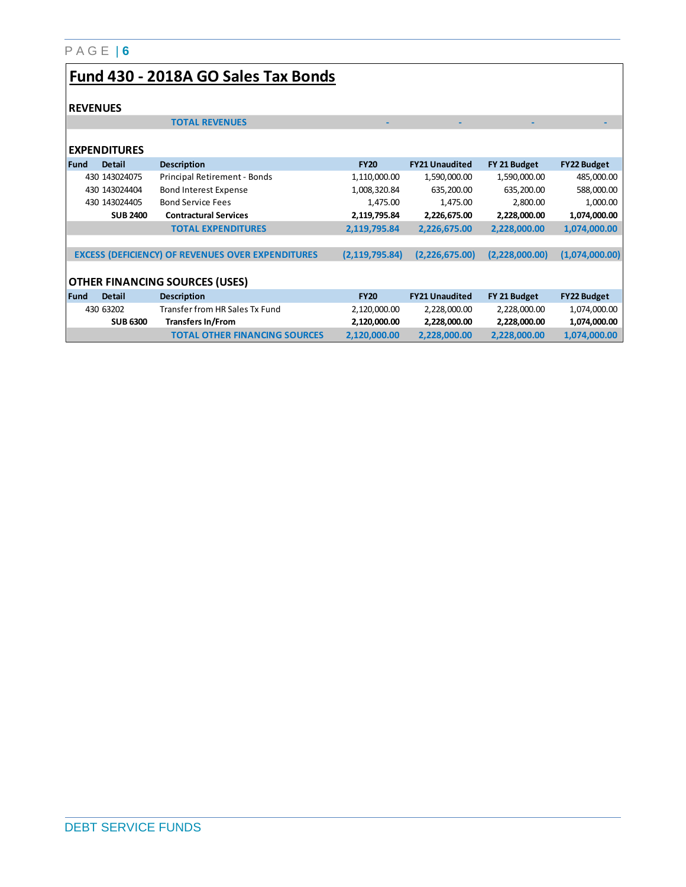# Fund 430 - 2018A GO Sales Tax Bonds

## REVENUES

| | | | FY20 | FY21 Unaudited | FY 21 Budget | FY22 Budget |
|---|---|---|---|---|---|---|
| | | **TOTAL REVENUES** | - | - | - | - |

## EXPENDITURES

| Fund | Detail | Description | FY20 | FY21 Unaudited | FY 21 Budget | FY22 Budget |
|---|---|---|---|---|---|---|
| 430 | 143024075 | Principal Retirement - Bonds | 1,110,000.00 | 1,590,000.00 | 1,590,000.00 | 485,000.00 |
| 430 | 143024404 | Bond Interest Expense | 1,008,320.84 | 635,200.00 | 635,200.00 | 588,000.00 |
| 430 | 143024405 | Bond Service Fees | 1,475.00 | 1,475.00 | 2,800.00 | 1,000.00 |
| | **SUB 2400** | **Contractural Services** | **2,119,795.84** | **2,226,675.00** | **2,228,000.00** | **1,074,000.00** |
| | | **TOTAL EXPENDITURES** | **2,119,795.84** | **2,226,675.00** | **2,228,000.00** | **1,074,000.00** |
| | | | | | | |
| **EXCESS (DEFICIENCY) OF REVENUES OVER EXPENDITURES** | | | **(2,119,795.84)** | **(2,226,675.00)** | **(2,228,000.00)** | **(1,074,000.00)** |

## OTHER FINANCING SOURCES (USES)

| Fund | Detail | Description | FY20 | FY21 Unaudited | FY 21 Budget | FY22 Budget |
|---|---|---|---|---|---|---|
| 430 | 63202 | Transfer from HR Sales Tx Fund | 2,120,000.00 | 2,228,000.00 | 2,228,000.00 | 1,074,000.00 |
| | **SUB 6300** | **Transfers In/From** | **2,120,000.00** | **2,228,000.00** | **2,228,000.00** | **1,074,000.00** |
| | | **TOTAL OTHER FINANCING SOURCES** | **2,120,000.00** | **2,228,000.00** | **2,228,000.00** | **1,074,000.00** |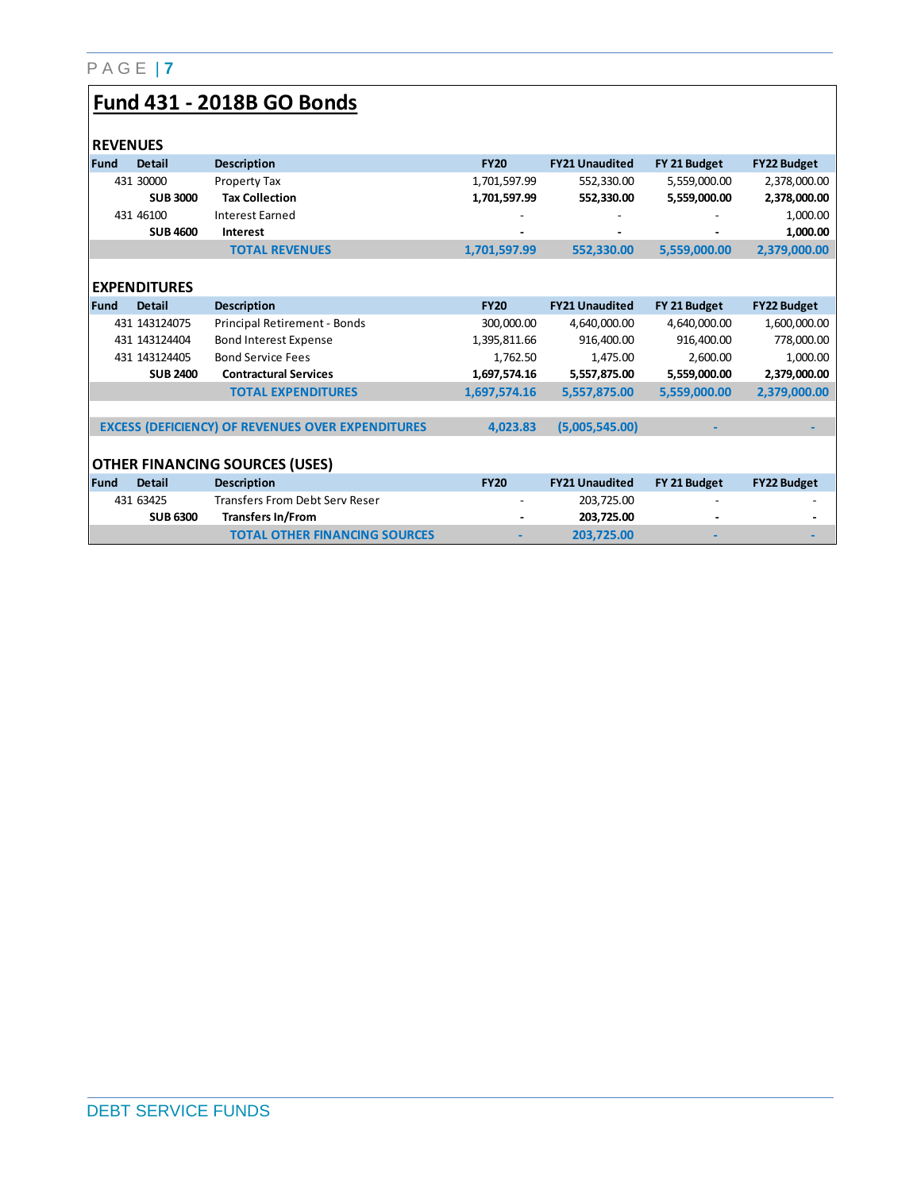# Fund 431 - 2018B GO Bonds

### REVENUES

| Fund | Detail | Description | FY20 | FY21 Unaudited | FY 21 Budget | FY22 Budget |
|---|---|---|---|---|---|---|
| 431 | 30000 | Property Tax | 1,701,597.99 | 552,330.00 | 5,559,000.00 | 2,378,000.00 |
| | **SUB 3000** | **Tax Collection** | **1,701,597.99** | **552,330.00** | **5,559,000.00** | **2,378,000.00** |
| 431 | 46100 | Interest Earned | - | - | - | 1,000.00 |
| | **SUB 4600** | **Interest** | **-** | **-** | **-** | **1,000.00** |
| | | **TOTAL REVENUES** | **1,701,597.99** | **552,330.00** | **5,559,000.00** | **2,379,000.00** |

### EXPENDITURES

| Fund | Detail | Description | FY20 | FY21 Unaudited | FY 21 Budget | FY22 Budget |
|---|---|---|---|---|---|---|
| 431 | 143124075 | Principal Retirement - Bonds | 300,000.00 | 4,640,000.00 | 4,640,000.00 | 1,600,000.00 |
| 431 | 143124404 | Bond Interest Expense | 1,395,811.66 | 916,400.00 | 916,400.00 | 778,000.00 |
| 431 | 143124405 | Bond Service Fees | 1,762.50 | 1,475.00 | 2,600.00 | 1,000.00 |
| | **SUB 2400** | **Contractural Services** | **1,697,574.16** | **5,557,875.00** | **5,559,000.00** | **2,379,000.00** |
| | | **TOTAL EXPENDITURES** | **1,697,574.16** | **5,557,875.00** | **5,559,000.00** | **2,379,000.00** |
| | | | | | | |
| | | **EXCESS (DEFICIENCY) OF REVENUES OVER EXPENDITURES** | **4,023.83** | **(5,005,545.00)** | **-** | **-** |

### OTHER FINANCING SOURCES (USES)

| Fund | Detail | Description | FY20 | FY21 Unaudited | FY 21 Budget | FY22 Budget |
|---|---|---|---|---|---|---|
| 431 | 63425 | Transfers From Debt Serv Reser | - | 203,725.00 | - | - |
| | **SUB 6300** | **Transfers In/From** | **-** | **203,725.00** | **-** | **-** |
| | | **TOTAL OTHER FINANCING SOURCES** | **-** | **203,725.00** | **-** | **-** |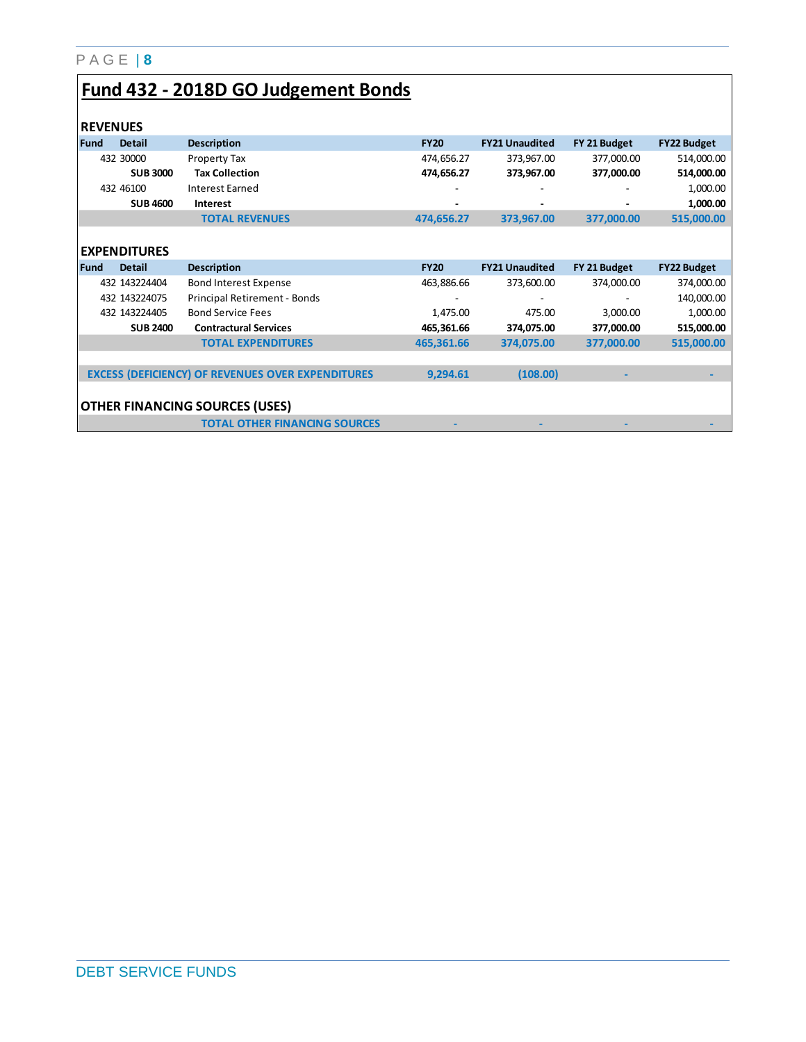# Fund 432 - 2018D GO Judgement Bonds

## REVENUES

| Fund | Detail | Description | FY20 | FY21 Unaudited | FY 21 Budget | FY22 Budget |
|---|---|---|---|---|---|---|
| 432 | 30000 | Property Tax | 474,656.27 | 373,967.00 | 377,000.00 | 514,000.00 |
| | **SUB 3000** | **Tax Collection** | **474,656.27** | **373,967.00** | **377,000.00** | **514,000.00** |
| 432 | 46100 | Interest Earned | - | - | - | 1,000.00 |
| | **SUB 4600** | **Interest** | **-** | **-** | **-** | **1,000.00** |
| | | **TOTAL REVENUES** | **474,656.27** | **373,967.00** | **377,000.00** | **515,000.00** |

## EXPENDITURES

| Fund | Detail | Description | FY20 | FY21 Unaudited | FY 21 Budget | FY22 Budget |
|---|---|---|---|---|---|---|
| 432 | 143224404 | Bond Interest Expense | 463,886.66 | 373,600.00 | 374,000.00 | 374,000.00 |
| 432 | 143224075 | Principal Retirement - Bonds | - | - | - | 140,000.00 |
| 432 | 143224405 | Bond Service Fees | 1,475.00 | 475.00 | 3,000.00 | 1,000.00 |
| | **SUB 2400** | **Contractural Services** | **465,361.66** | **374,075.00** | **377,000.00** | **515,000.00** |
| | | **TOTAL EXPENDITURES** | **465,361.66** | **374,075.00** | **377,000.00** | **515,000.00** |
| | | | | | | |
| **EXCESS (DEFICIENCY) OF REVENUES OVER EXPENDITURES** | | | **9,294.61** | **(108.00)** | **-** | **-** |

## OTHER FINANCING SOURCES (USES)

| | | Description | FY20 | FY21 Unaudited | FY 21 Budget | FY22 Budget |
|---|---|---|---|---|---|---|
| | | **TOTAL OTHER FINANCING SOURCES** | **-** | **-** | **-** | **-** |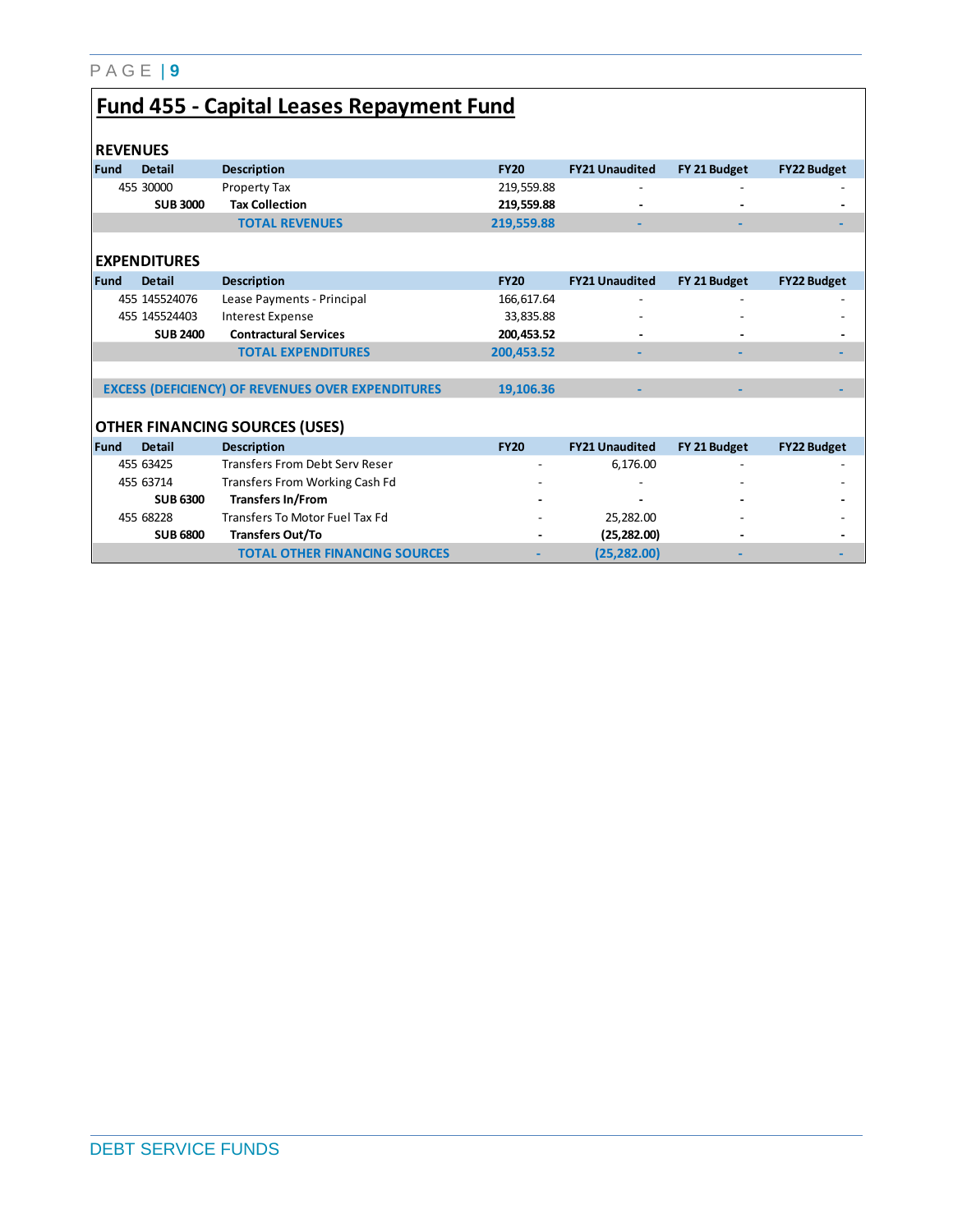# Fund 455 - Capital Leases Repayment Fund

### REVENUES

| Fund | Detail | Description | FY20 | FY21 Unaudited | FY 21 Budget | FY22 Budget |
|---|---|---|---|---|---|---|
| 455 | 30000 | Property Tax | 219,559.88 | - | - | - |
| | **SUB 3000** | **Tax Collection** | **219,559.88** | **-** | **-** | **-** |
| | | **TOTAL REVENUES** | **219,559.88** | **-** | **-** | **-** |

### EXPENDITURES

| Fund | Detail | Description | FY20 | FY21 Unaudited | FY 21 Budget | FY22 Budget |
|---|---|---|---|---|---|---|
| 455 | 145524076 | Lease Payments - Principal | 166,617.64 | - | - | - |
| 455 | 145524403 | Interest Expense | 33,835.88 | - | - | - |
| | **SUB 2400** | **Contractural Services** | **200,453.52** | **-** | **-** | **-** |
| | | **TOTAL EXPENDITURES** | **200,453.52** | **-** | **-** | **-** |

| | FY20 | FY21 Unaudited | FY 21 Budget | FY22 Budget |
|---|---|---|---|---|
| **EXCESS (DEFICIENCY) OF REVENUES OVER EXPENDITURES** | **19,106.36** | **-** | **-** | **-** |

### OTHER FINANCING SOURCES (USES)

| Fund | Detail | Description | FY20 | FY21 Unaudited | FY 21 Budget | FY22 Budget |
|---|---|---|---|---|---|---|
| 455 | 63425 | Transfers From Debt Serv Reser | - | 6,176.00 | - | - |
| 455 | 63714 | Transfers From Working Cash Fd | - | - | - | - |
| | **SUB 6300** | **Transfers In/From** | **-** | **-** | **-** | **-** |
| 455 | 68228 | Transfers To Motor Fuel Tax Fd | - | 25,282.00 | - | - |
| | **SUB 6800** | **Transfers Out/To** | **-** | **(25,282.00)** | **-** | **-** |
| | | **TOTAL OTHER FINANCING SOURCES** | **-** | **(25,282.00)** | **-** | **-** |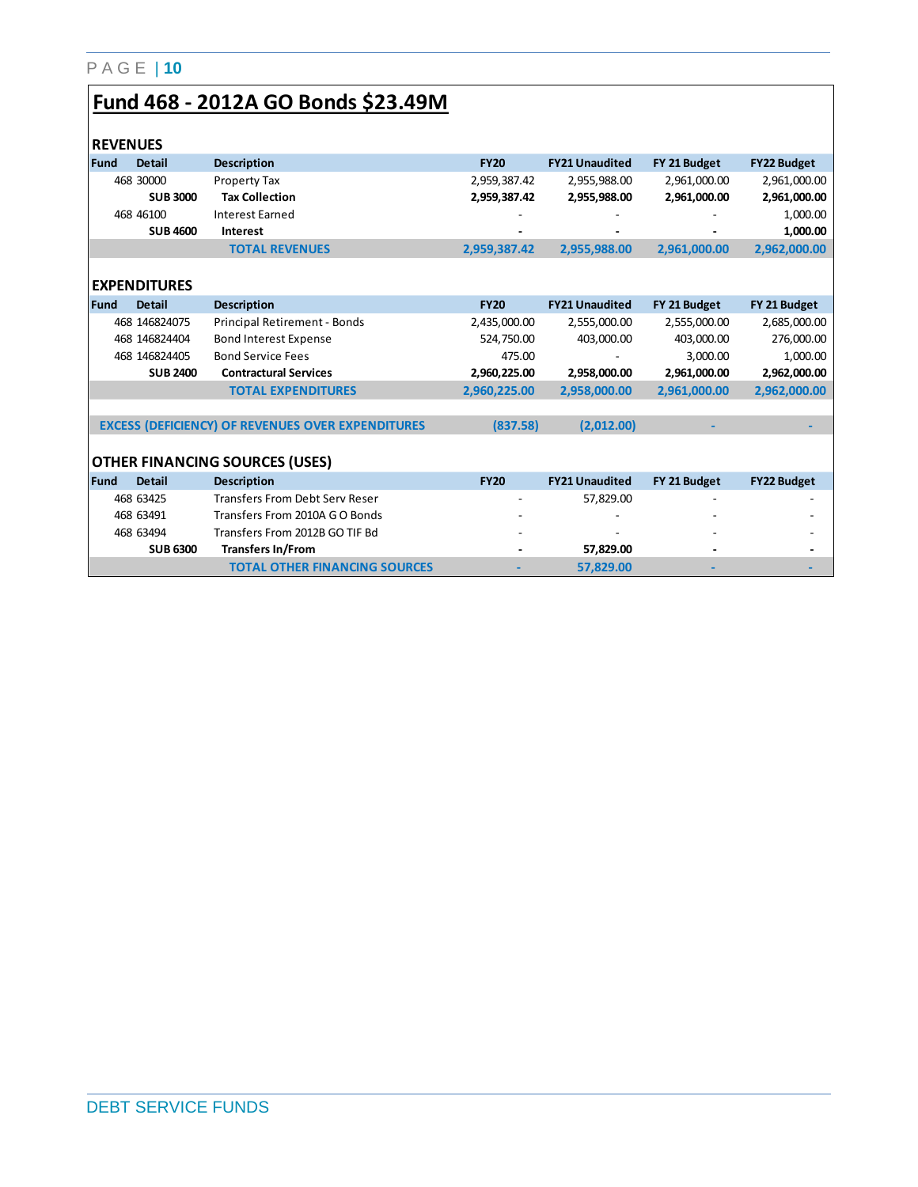# Fund 468 - 2012A GO Bonds $23.49M

## REVENUES

| Fund | Detail | Description | FY20 | FY21 Unaudited | FY 21 Budget | FY22 Budget |
|---|---|---|---|---|---|---|
| 468 | 30000 | Property Tax | 2,959,387.42 | 2,955,988.00 | 2,961,000.00 | 2,961,000.00 |
| | **SUB 3000** | **Tax Collection** | **2,959,387.42** | **2,955,988.00** | **2,961,000.00** | **2,961,000.00** |
| 468 | 46100 | Interest Earned | - | - | - | 1,000.00 |
| | **SUB 4600** | **Interest** | **-** | **-** | **-** | **1,000.00** |
| | | **TOTAL REVENUES** | **2,959,387.42** | **2,955,988.00** | **2,961,000.00** | **2,962,000.00** |

## EXPENDITURES

| Fund | Detail | Description | FY20 | FY21 Unaudited | FY 21 Budget | FY 21 Budget |
|---|---|---|---|---|---|---|
| 468 | 146824075 | Principal Retirement - Bonds | 2,435,000.00 | 2,555,000.00 | 2,555,000.00 | 2,685,000.00 |
| 468 | 146824404 | Bond Interest Expense | 524,750.00 | 403,000.00 | 403,000.00 | 276,000.00 |
| 468 | 146824405 | Bond Service Fees | 475.00 | - | 3,000.00 | 1,000.00 |
| | **SUB 2400** | **Contractural Services** | **2,960,225.00** | **2,958,000.00** | **2,961,000.00** | **2,962,000.00** |
| | | **TOTAL EXPENDITURES** | **2,960,225.00** | **2,958,000.00** | **2,961,000.00** | **2,962,000.00** |
| | | | | | | |
| | | **EXCESS (DEFICIENCY) OF REVENUES OVER EXPENDITURES** | **(837.58)** | **(2,012.00)** | **-** | **-** |

## OTHER FINANCING SOURCES (USES)

| Fund | Detail | Description | FY20 | FY21 Unaudited | FY 21 Budget | FY22 Budget |
|---|---|---|---|---|---|---|
| 468 | 63425 | Transfers From Debt Serv Reser | - | 57,829.00 | - | - |
| 468 | 63491 | Transfers From 2010A G O Bonds | - | - | - | - |
| 468 | 63494 | Transfers From 2012B GO TIF Bd | - | - | - | - |
| | **SUB 6300** | **Transfers In/From** | **-** | **57,829.00** | **-** | **-** |
| | | **TOTAL OTHER FINANCING SOURCES** | **-** | **57,829.00** | **-** | **-** |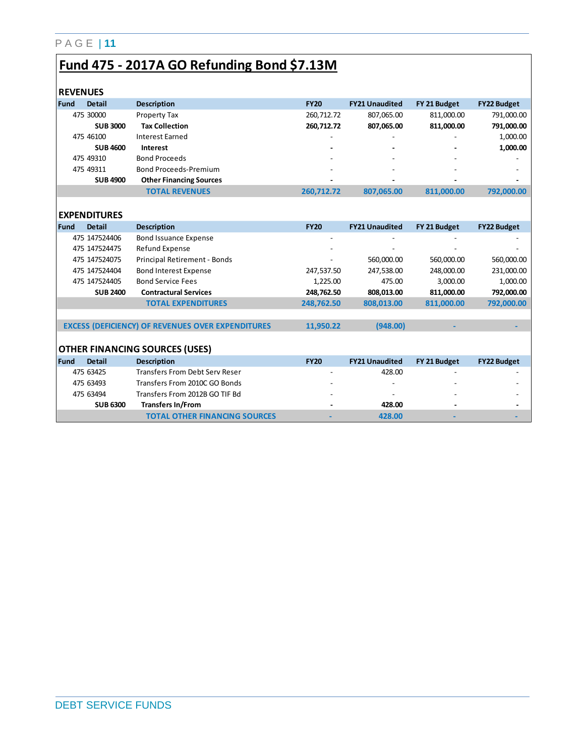# Fund 475 - 2017A GO Refunding Bond $7.13M

## REVENUES

| Fund | Detail | Description | FY20 | FY21 Unaudited | FY 21 Budget | FY22 Budget |
|---|---|---|---|---|---|---|
| 475 | 30000 | Property Tax | 260,712.72 | 807,065.00 | 811,000.00 | 791,000.00 |
| | **SUB 3000** | **Tax Collection** | **260,712.72** | **807,065.00** | **811,000.00** | **791,000.00** |
| 475 | 46100 | Interest Earned | - | - | - | 1,000.00 |
| | **SUB 4600** | **Interest** | **-** | **-** | **-** | **1,000.00** |
| 475 | 49310 | Bond Proceeds | - | - | - | - |
| 475 | 49311 | Bond Proceeds-Premium | - | - | - | - |
| | **SUB 4900** | **Other Financing Sources** | **-** | **-** | **-** | **-** |
| | | **TOTAL REVENUES** | **260,712.72** | **807,065.00** | **811,000.00** | **792,000.00** |

## EXPENDITURES

| Fund | Detail | Description | FY20 | FY21 Unaudited | FY 21 Budget | FY22 Budget |
|---|---|---|---|---|---|---|
| 475 | 147524406 | Bond Issuance Expense | - | - | - | - |
| 475 | 147524475 | Refund Expense | - | - | - | - |
| 475 | 147524075 | Principal Retirement - Bonds | - | 560,000.00 | 560,000.00 | 560,000.00 |
| 475 | 147524404 | Bond Interest Expense | 247,537.50 | 247,538.00 | 248,000.00 | 231,000.00 |
| 475 | 147524405 | Bond Service Fees | 1,225.00 | 475.00 | 3,000.00 | 1,000.00 |
| | **SUB 2400** | **Contractural Services** | **248,762.50** | **808,013.00** | **811,000.00** | **792,000.00** |
| | | **TOTAL EXPENDITURES** | **248,762.50** | **808,013.00** | **811,000.00** | **792,000.00** |

| | FY20 | FY21 Unaudited | FY 21 Budget | FY22 Budget |
|---|---|---|---|---|
| **EXCESS (DEFICIENCY) OF REVENUES OVER EXPENDITURES** | **11,950.22** | **(948.00)** | **-** | **-** |

## OTHER FINANCING SOURCES (USES)

| Fund | Detail | Description | FY20 | FY21 Unaudited | FY 21 Budget | FY22 Budget |
|---|---|---|---|---|---|---|
| 475 | 63425 | Transfers From Debt Serv Reser | - | 428.00 | - | - |
| 475 | 63493 | Transfers From 2010C GO Bonds | - | - | - | - |
| 475 | 63494 | Transfers From 2012B GO TIF Bd | - | - | - | - |
| | **SUB 6300** | **Transfers In/From** | **-** | **428.00** | **-** | **-** |
| | | **TOTAL OTHER FINANCING SOURCES** | **-** | **428.00** | **-** | **-** |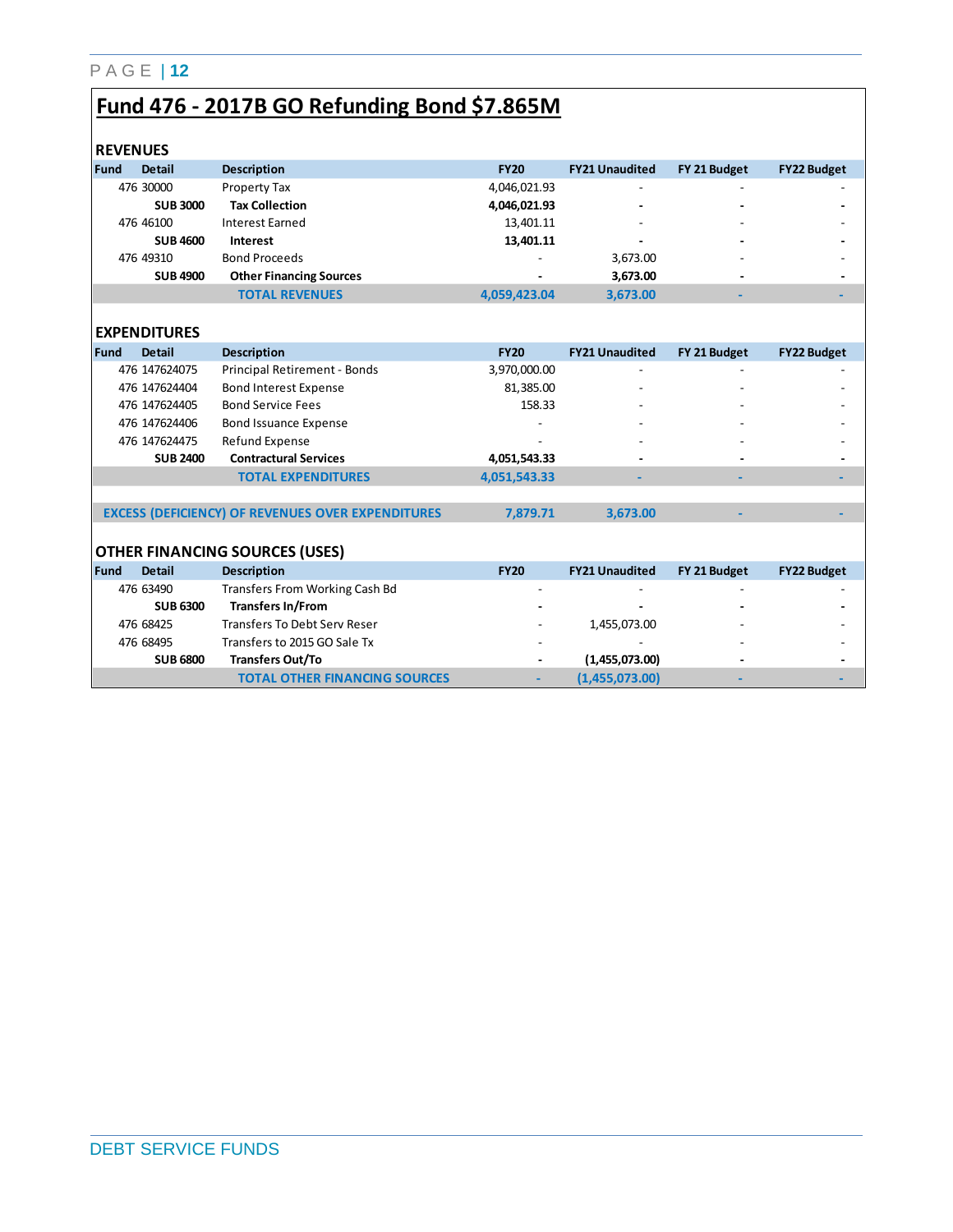# Fund 476 - 2017B GO Refunding Bond $7.865M

## REVENUES

| Fund | Detail | Description | FY20 | FY21 Unaudited | FY 21 Budget | FY22 Budget |
|---|---|---|---|---|---|---|
| 476 | 30000 | Property Tax | 4,046,021.93 | - | - | - |
| | **SUB 3000** | **Tax Collection** | **4,046,021.93** | **-** | **-** | **-** |
| 476 | 46100 | Interest Earned | 13,401.11 | - | - | - |
| | **SUB 4600** | **Interest** | **13,401.11** | **-** | **-** | **-** |
| 476 | 49310 | Bond Proceeds | - | 3,673.00 | - | - |
| | **SUB 4900** | **Other Financing Sources** | **-** | **3,673.00** | **-** | **-** |
| | | **TOTAL REVENUES** | **4,059,423.04** | **3,673.00** | **-** | **-** |

## EXPENDITURES

| Fund | Detail | Description | FY20 | FY21 Unaudited | FY 21 Budget | FY22 Budget |
|---|---|---|---|---|---|---|
| 476 | 147624075 | Principal Retirement - Bonds | 3,970,000.00 | - | - | - |
| 476 | 147624404 | Bond Interest Expense | 81,385.00 | - | - | - |
| 476 | 147624405 | Bond Service Fees | 158.33 | - | - | - |
| 476 | 147624406 | Bond Issuance Expense | - | - | - | - |
| 476 | 147624475 | Refund Expense | - | - | - | - |
| | **SUB 2400** | **Contractural Services** | **4,051,543.33** | **-** | **-** | **-** |
| | | **TOTAL EXPENDITURES** | **4,051,543.33** | **-** | **-** | **-** |
| | | **EXCESS (DEFICIENCY) OF REVENUES OVER EXPENDITURES** | **7,879.71** | **3,673.00** | **-** | **-** |

## OTHER FINANCING SOURCES (USES)

| Fund | Detail | Description | FY20 | FY21 Unaudited | FY 21 Budget | FY22 Budget |
|---|---|---|---|---|---|---|
| 476 | 63490 | Transfers From Working Cash Bd | - | - | - | - |
| | **SUB 6300** | **Transfers In/From** | **-** | **-** | **-** | **-** |
| 476 | 68425 | Transfers To Debt Serv Reser | - | 1,455,073.00 | - | - |
| 476 | 68495 | Transfers to 2015 GO Sale Tx | - | - | - | - |
| | **SUB 6800** | **Transfers Out/To** | **-** | **(1,455,073.00)** | **-** | **-** |
| | | **TOTAL OTHER FINANCING SOURCES** | **-** | **(1,455,073.00)** | **-** | **-** |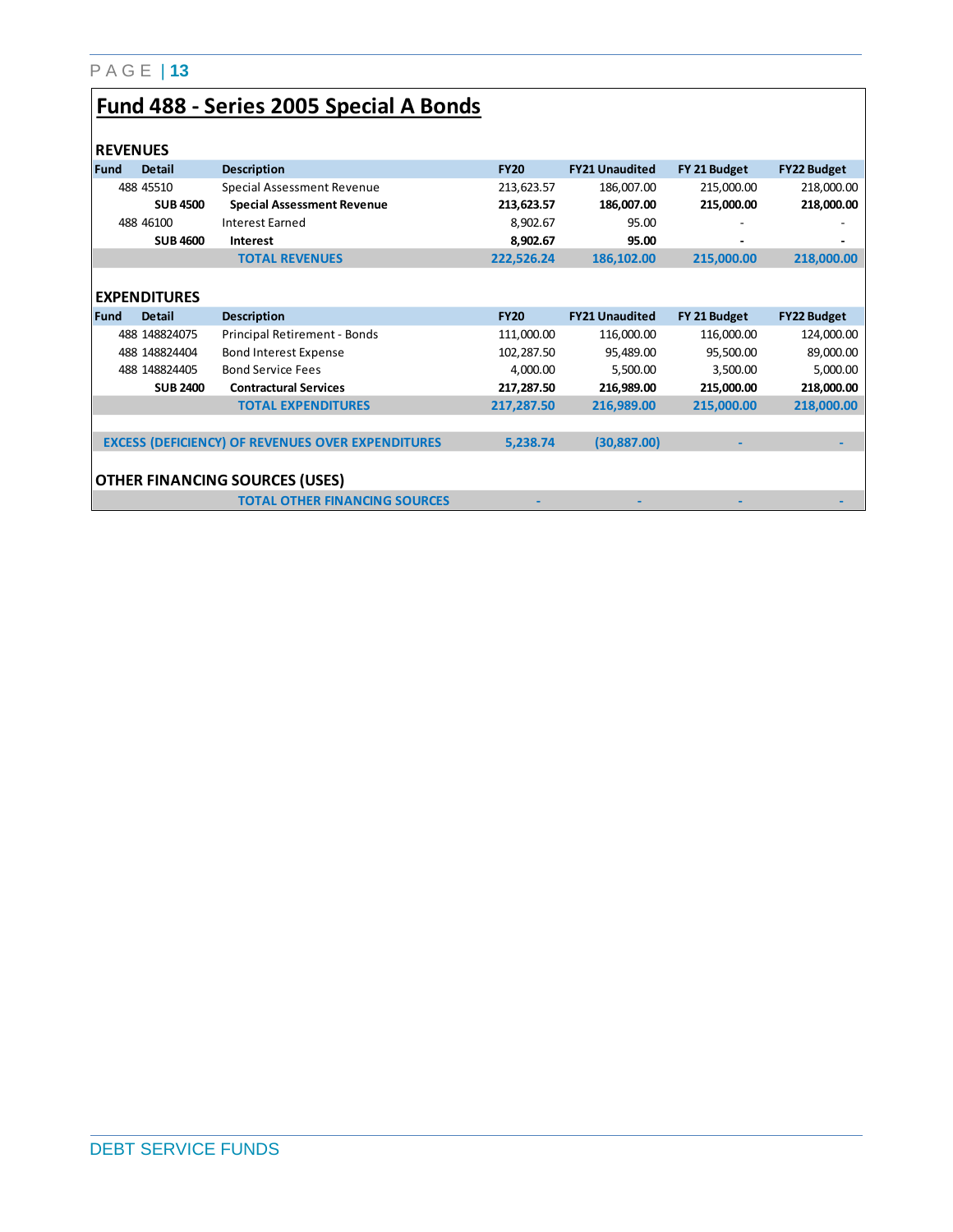# Fund 488 - Series 2005 Special A Bonds

## REVENUES

| Fund | Detail | Description | FY20 | FY21 Unaudited | FY 21 Budget | FY22 Budget |
|---|---|---|---|---|---|---|
| 488 | 45510 | Special Assessment Revenue | 213,623.57 | 186,007.00 | 215,000.00 | 218,000.00 |
| | **SUB 4500** | **Special Assessment Revenue** | **213,623.57** | **186,007.00** | **215,000.00** | **218,000.00** |
| 488 | 46100 | Interest Earned | 8,902.67 | 95.00 | - | - |
| | **SUB 4600** | **Interest** | **8,902.67** | **95.00** | **-** | **-** |
| | | **TOTAL REVENUES** | **222,526.24** | **186,102.00** | **215,000.00** | **218,000.00** |

## EXPENDITURES

| Fund | Detail | Description | FY20 | FY21 Unaudited | FY 21 Budget | FY22 Budget |
|---|---|---|---|---|---|---|
| 488 | 148824075 | Principal Retirement - Bonds | 111,000.00 | 116,000.00 | 116,000.00 | 124,000.00 |
| 488 | 148824404 | Bond Interest Expense | 102,287.50 | 95,489.00 | 95,500.00 | 89,000.00 |
| 488 | 148824405 | Bond Service Fees | 4,000.00 | 5,500.00 | 3,500.00 | 5,000.00 |
| | **SUB 2400** | **Contractural Services** | **217,287.50** | **216,989.00** | **215,000.00** | **218,000.00** |
| | | **TOTAL EXPENDITURES** | **217,287.50** | **216,989.00** | **215,000.00** | **218,000.00** |
| | | | | | | |
| **EXCESS (DEFICIENCY) OF REVENUES OVER EXPENDITURES** | | | **5,238.74** | **(30,887.00)** | **-** | **-** |

## OTHER FINANCING SOURCES (USES)

| | | | FY20 | FY21 Unaudited | FY 21 Budget | FY22 Budget |
|---|---|---|---|---|---|---|
| | | **TOTAL OTHER FINANCING SOURCES** | **-** | **-** | **-** | **-** |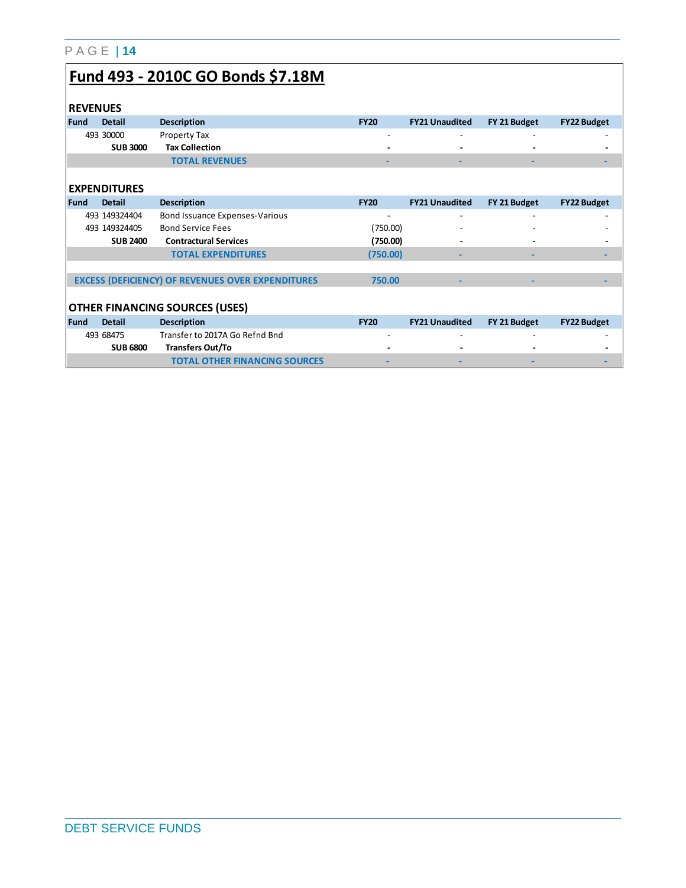# Fund 493 - 2010C GO Bonds $7.18M

## REVENUES

| Fund | Detail | Description | FY20 | FY21 Unaudited | FY 21 Budget | FY22 Budget |
|---|---|---|---|---|---|---|
| 493 | 30000 | Property Tax | - | - | - | - |
| | **SUB 3000** | **Tax Collection** | **-** | **-** | **-** | **-** |
| | | **TOTAL REVENUES** | **-** | **-** | **-** | **-** |

## EXPENDITURES

| Fund | Detail | Description | FY20 | FY21 Unaudited | FY 21 Budget | FY22 Budget |
|---|---|---|---|---|---|---|
| 493 | 149324404 | Bond Issuance Expenses-Various | - | - | - | - |
| 493 | 149324405 | Bond Service Fees | (750.00) | - | - | - |
| | **SUB 2400** | **Contractural Services** | **(750.00)** | **-** | **-** | **-** |
| | | **TOTAL EXPENDITURES** | **(750.00)** | **-** | **-** | **-** |
| | | **EXCESS (DEFICIENCY) OF REVENUES OVER EXPENDITURES** | **750.00** | **-** | **-** | **-** |

## OTHER FINANCING SOURCES (USES)

| Fund | Detail | Description | FY20 | FY21 Unaudited | FY 21 Budget | FY22 Budget |
|---|---|---|---|---|---|---|
| 493 | 68475 | Transfer to 2017A Go Refnd Bnd | - | - | - | - |
| | **SUB 6800** | **Transfers Out/To** | **-** | **-** | **-** | **-** |
| | | **TOTAL OTHER FINANCING SOURCES** | **-** | **-** | **-** | **-** |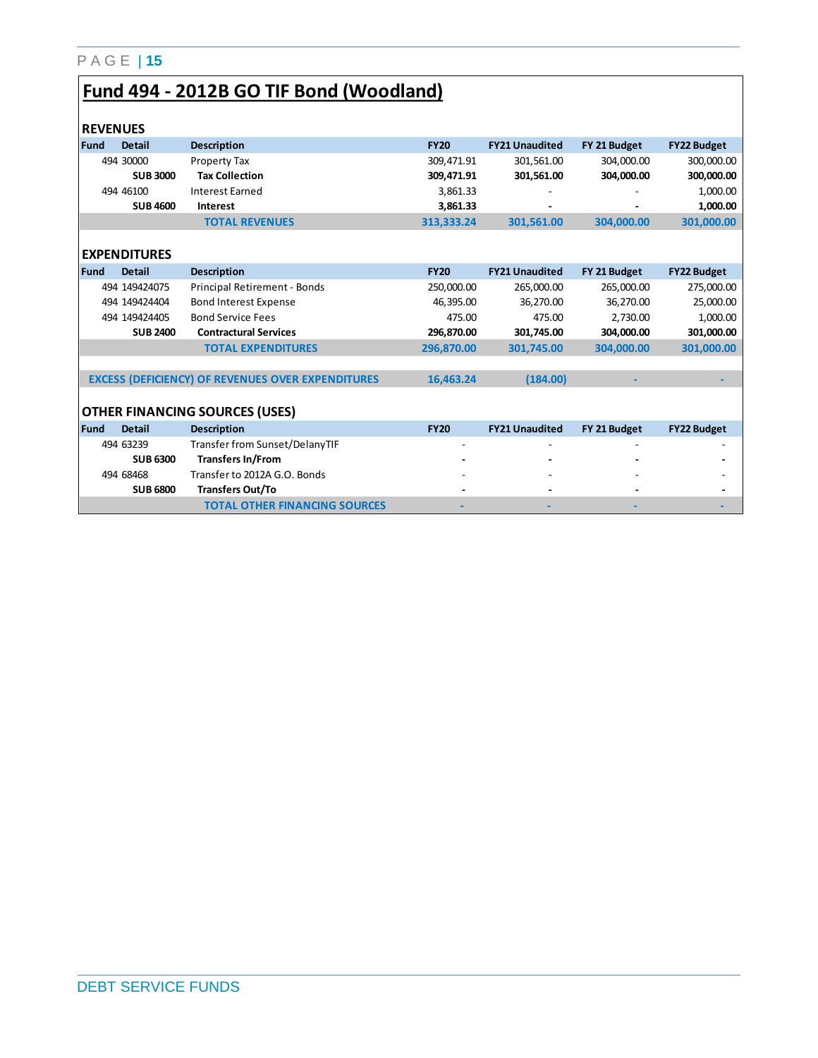# Fund 494 - 2012B GO TIF Bond (Woodland)

## REVENUES

| Fund | Detail | Description | FY20 | FY21 Unaudited | FY 21 Budget | FY22 Budget |
|---|---|---|---|---|---|---|
| 494 | 30000 | Property Tax | 309,471.91 | 301,561.00 | 304,000.00 | 300,000.00 |
| | **SUB 3000** | **Tax Collection** | **309,471.91** | **301,561.00** | **304,000.00** | **300,000.00** |
| 494 | 46100 | Interest Earned | 3,861.33 | - | - | 1,000.00 |
| | **SUB 4600** | **Interest** | **3,861.33** | **-** | **-** | **1,000.00** |
| | | **TOTAL REVENUES** | **313,333.24** | **301,561.00** | **304,000.00** | **301,000.00** |

## EXPENDITURES

| Fund | Detail | Description | FY20 | FY21 Unaudited | FY 21 Budget | FY22 Budget |
|---|---|---|---|---|---|---|
| 494 | 149424075 | Principal Retirement - Bonds | 250,000.00 | 265,000.00 | 265,000.00 | 275,000.00 |
| 494 | 149424404 | Bond Interest Expense | 46,395.00 | 36,270.00 | 36,270.00 | 25,000.00 |
| 494 | 149424405 | Bond Service Fees | 475.00 | 475.00 | 2,730.00 | 1,000.00 |
| | **SUB 2400** | **Contractural Services** | **296,870.00** | **301,745.00** | **304,000.00** | **301,000.00** |
| | | **TOTAL EXPENDITURES** | **296,870.00** | **301,745.00** | **304,000.00** | **301,000.00** |
| | | | | | | |
| | | **EXCESS (DEFICIENCY) OF REVENUES OVER EXPENDITURES** | **16,463.24** | **(184.00)** | **-** | **-** |

## OTHER FINANCING SOURCES (USES)

| Fund | Detail | Description | FY20 | FY21 Unaudited | FY 21 Budget | FY22 Budget |
|---|---|---|---|---|---|---|
| 494 | 63239 | Transfer from Sunset/DelanyTIF | - | - | - | - |
| | **SUB 6300** | **Transfers In/From** | **-** | **-** | **-** | **-** |
| 494 | 68468 | Transfer to 2012A G.O. Bonds | - | - | - | - |
| | **SUB 6800** | **Transfers Out/To** | **-** | **-** | **-** | **-** |
| | | **TOTAL OTHER FINANCING SOURCES** | **-** | **-** | **-** | **-** |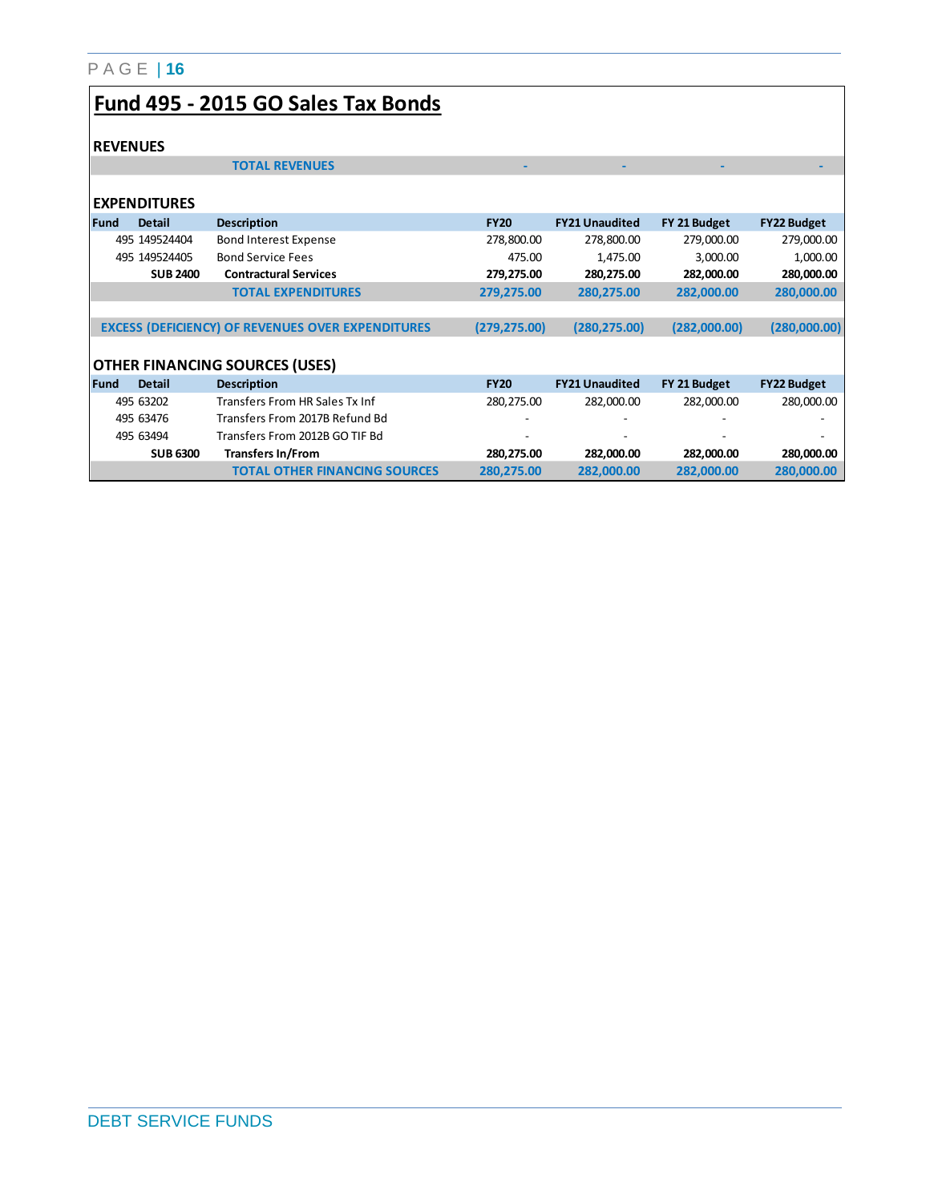# Fund 495 - 2015 GO Sales Tax Bonds

## REVENUES

| | | | | | | |
|---|---|---|---|---|---|---|
| | | **TOTAL REVENUES** | - | - | - | - |

## EXPENDITURES

| Fund | Detail | Description | FY20 | FY21 Unaudited | FY 21 Budget | FY22 Budget |
|---|---|---|---|---|---|---|
| 495 | 149524404 | Bond Interest Expense | 278,800.00 | 278,800.00 | 279,000.00 | 279,000.00 |
| 495 | 149524405 | Bond Service Fees | 475.00 | 1,475.00 | 3,000.00 | 1,000.00 |
| | **SUB 2400** | **Contractural Services** | **279,275.00** | **280,275.00** | **282,000.00** | **280,000.00** |
| | | **TOTAL EXPENDITURES** | **279,275.00** | **280,275.00** | **282,000.00** | **280,000.00** |
| | | | | | | |
| | | **EXCESS (DEFICIENCY) OF REVENUES OVER EXPENDITURES** | **(279,275.00)** | **(280,275.00)** | **(282,000.00)** | **(280,000.00)** |

## OTHER FINANCING SOURCES (USES)

| Fund | Detail | Description | FY20 | FY21 Unaudited | FY 21 Budget | FY22 Budget |
|---|---|---|---|---|---|---|
| 495 | 63202 | Transfers From HR Sales Tx Inf | 280,275.00 | 282,000.00 | 282,000.00 | 280,000.00 |
| 495 | 63476 | Transfers From 2017B Refund Bd | - | - | - | - |
| 495 | 63494 | Transfers From 2012B GO TIF Bd | - | - | - | - |
| | **SUB 6300** | **Transfers In/From** | **280,275.00** | **282,000.00** | **282,000.00** | **280,000.00** |
| | | **TOTAL OTHER FINANCING SOURCES** | **280,275.00** | **282,000.00** | **282,000.00** | **280,000.00** |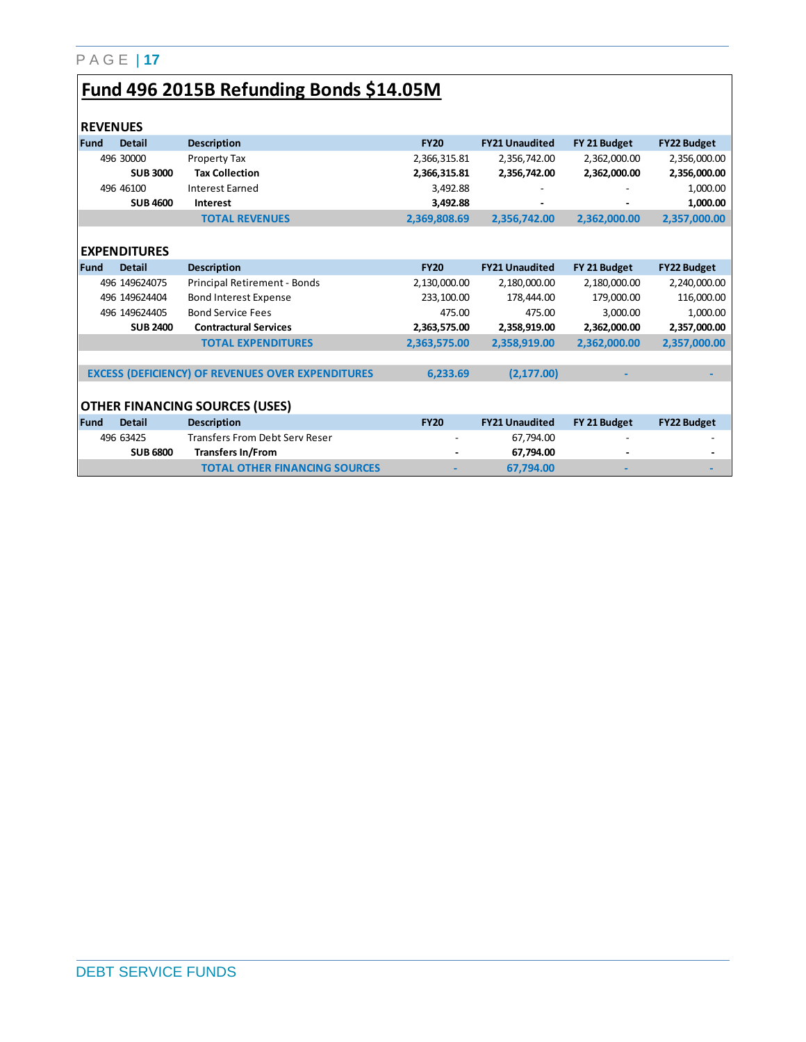# Fund 496 2015B Refunding Bonds $14.05M

## REVENUES

| Fund | Detail | Description | FY20 | FY21 Unaudited | FY 21 Budget | FY22 Budget |
|---|---|---|---|---|---|---|
| 496 | 30000 | Property Tax | 2,366,315.81 | 2,356,742.00 | 2,362,000.00 | 2,356,000.00 |
| | **SUB 3000** | **Tax Collection** | **2,366,315.81** | **2,356,742.00** | **2,362,000.00** | **2,356,000.00** |
| 496 | 46100 | Interest Earned | 3,492.88 | - | - | 1,000.00 |
| | **SUB 4600** | **Interest** | **3,492.88** | **-** | **-** | **1,000.00** |
| | | **TOTAL REVENUES** | **2,369,808.69** | **2,356,742.00** | **2,362,000.00** | **2,357,000.00** |

## EXPENDITURES

| Fund | Detail | Description | FY20 | FY21 Unaudited | FY 21 Budget | FY22 Budget |
|---|---|---|---|---|---|---|
| 496 | 149624075 | Principal Retirement - Bonds | 2,130,000.00 | 2,180,000.00 | 2,180,000.00 | 2,240,000.00 |
| 496 | 149624404 | Bond Interest Expense | 233,100.00 | 178,444.00 | 179,000.00 | 116,000.00 |
| 496 | 149624405 | Bond Service Fees | 475.00 | 475.00 | 3,000.00 | 1,000.00 |
| | **SUB 2400** | **Contractural Services** | **2,363,575.00** | **2,358,919.00** | **2,362,000.00** | **2,357,000.00** |
| | | **TOTAL EXPENDITURES** | **2,363,575.00** | **2,358,919.00** | **2,362,000.00** | **2,357,000.00** |

| | FY20 | FY21 Unaudited | FY 21 Budget | FY22 Budget |
|---|---|---|---|---|
| **EXCESS (DEFICIENCY) OF REVENUES OVER EXPENDITURES** | **6,233.69** | **(2,177.00)** | **-** | **-** |

## OTHER FINANCING SOURCES (USES)

| Fund | Detail | Description | FY20 | FY21 Unaudited | FY 21 Budget | FY22 Budget |
|---|---|---|---|---|---|---|
| 496 | 63425 | Transfers From Debt Serv Reser | - | 67,794.00 | - | - |
| | **SUB 6800** | **Transfers In/From** | **-** | **67,794.00** | **-** | **-** |
| | | **TOTAL OTHER FINANCING SOURCES** | **-** | **67,794.00** | **-** | **-** |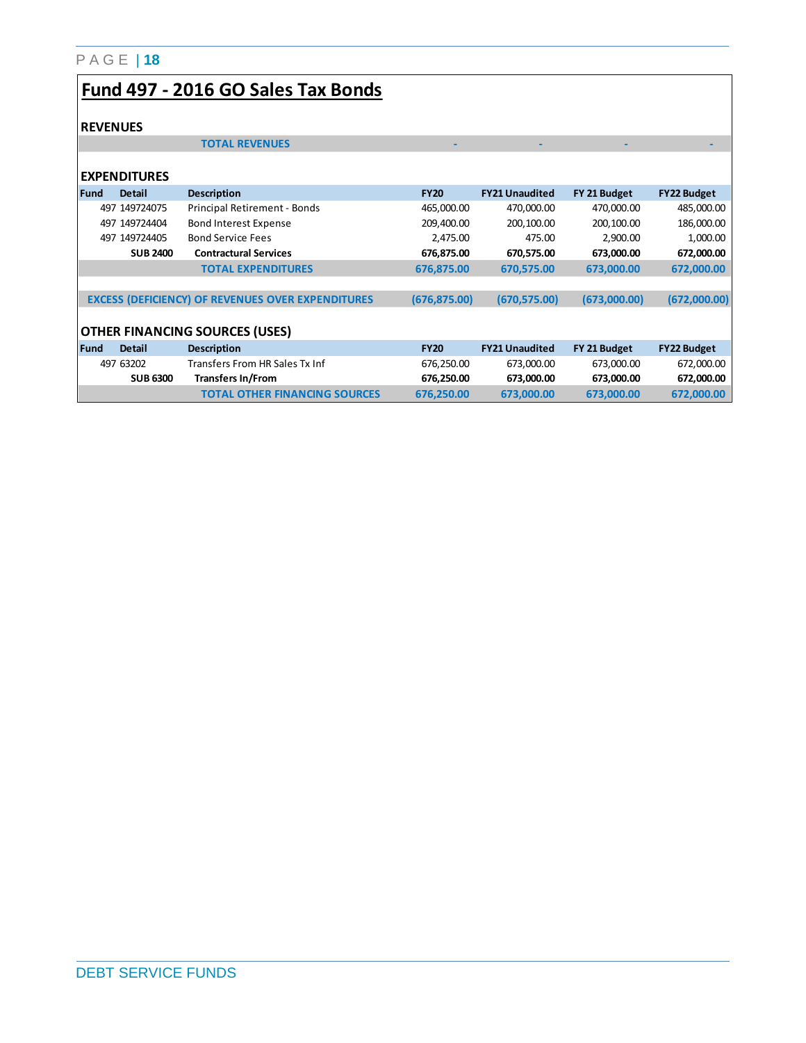# Fund 497 - 2016 GO Sales Tax Bonds

## REVENUES

| | | | | | | |
|---|---|---|---|---|---|---|
| | | **TOTAL REVENUES** | - | - | - | - |

## EXPENDITURES

| Fund | Detail | Description | FY20 | FY21 Unaudited | FY 21 Budget | FY22 Budget |
|---|---|---|---|---|---|---|
| 497 | 149724075 | Principal Retirement - Bonds | 465,000.00 | 470,000.00 | 470,000.00 | 485,000.00 |
| 497 | 149724404 | Bond Interest Expense | 209,400.00 | 200,100.00 | 200,100.00 | 186,000.00 |
| 497 | 149724405 | Bond Service Fees | 2,475.00 | 475.00 | 2,900.00 | 1,000.00 |
| | **SUB 2400** | **Contractural Services** | **676,875.00** | **670,575.00** | **673,000.00** | **672,000.00** |
| | | **TOTAL EXPENDITURES** | **676,875.00** | **670,575.00** | **673,000.00** | **672,000.00** |
| | | | | | | |
| **EXCESS (DEFICIENCY) OF REVENUES OVER EXPENDITURES** | | | **(676,875.00)** | **(670,575.00)** | **(673,000.00)** | **(672,000.00)** |

## OTHER FINANCING SOURCES (USES)

| Fund | Detail | Description | FY20 | FY21 Unaudited | FY 21 Budget | FY22 Budget |
|---|---|---|---|---|---|---|
| 497 | 63202 | Transfers From HR Sales Tx Inf | 676,250.00 | 673,000.00 | 673,000.00 | 672,000.00 |
| | **SUB 6300** | **Transfers In/From** | **676,250.00** | **673,000.00** | **673,000.00** | **672,000.00** |
| | | **TOTAL OTHER FINANCING SOURCES** | **676,250.00** | **673,000.00** | **673,000.00** | **672,000.00** |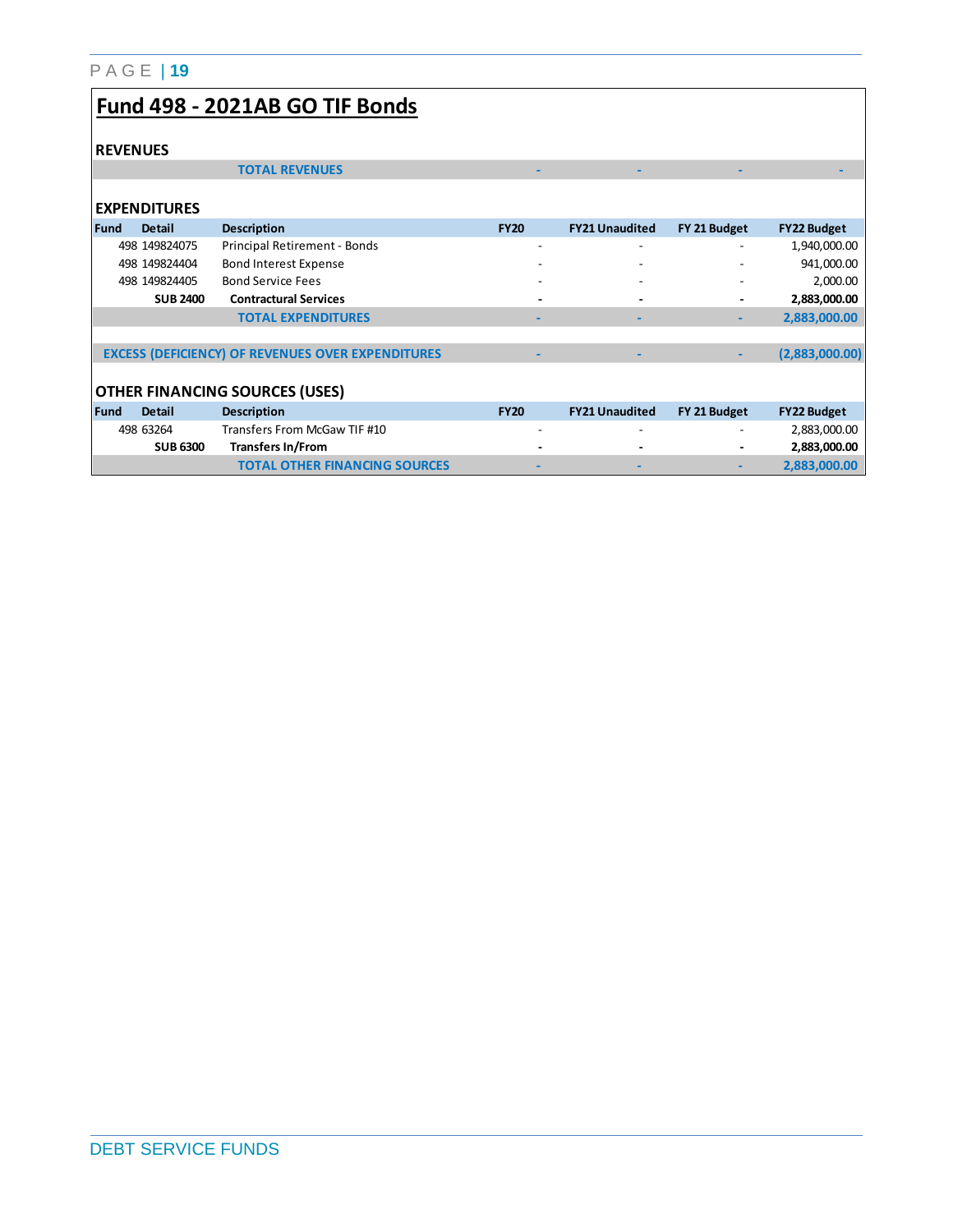# Fund 498 - 2021AB GO TIF Bonds

## REVENUES

| | | | FY20 | FY21 Unaudited | FY 21 Budget | FY22 Budget |
|---|---|---|---|---|---|---|
| | | **TOTAL REVENUES** | - | - | - | - |

## EXPENDITURES

| Fund | Detail | Description | FY20 | FY21 Unaudited | FY 21 Budget | FY22 Budget |
|---|---|---|---|---|---|---|
| 498 | 149824075 | Principal Retirement - Bonds | - | - | - | 1,940,000.00 |
| 498 | 149824404 | Bond Interest Expense | - | - | - | 941,000.00 |
| 498 | 149824405 | Bond Service Fees | - | - | - | 2,000.00 |
| | **SUB 2400** | **Contractural Services** | **-** | **-** | **-** | **2,883,000.00** |
| | | **TOTAL EXPENDITURES** | - | - | - | **2,883,000.00** |

| | FY20 | FY21 Unaudited | FY 21 Budget | FY22 Budget |
|---|---|---|---|---|
| **EXCESS (DEFICIENCY) OF REVENUES OVER EXPENDITURES** | - | - | - | **(2,883,000.00)** |

## OTHER FINANCING SOURCES (USES)

| Fund | Detail | Description | FY20 | FY21 Unaudited | FY 21 Budget | FY22 Budget |
|---|---|---|---|---|---|---|
| 498 | 63264 | Transfers From McGaw TIF #10 | - | - | - | 2,883,000.00 |
| | **SUB 6300** | **Transfers In/From** | **-** | **-** | **-** | **2,883,000.00** |
| | | **TOTAL OTHER FINANCING SOURCES** | - | - | - | **2,883,000.00** |